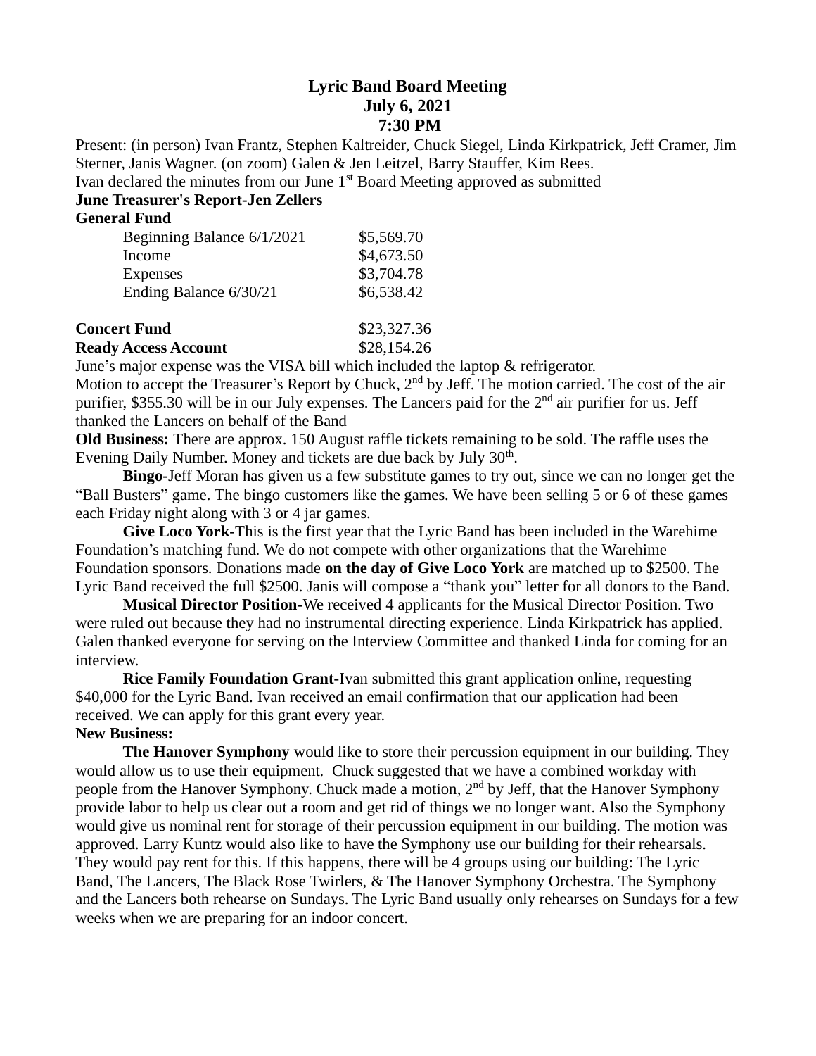# Lyric Band Board Meeting
## July 6, 2021
## 7:30 PM

Present: (in person) Ivan Frantz, Stephen Kaltreider, Chuck Siegel, Linda Kirkpatrick, Jeff Cramer, Jim Sterner, Janis Wagner. (on zoom) Galen & Jen Leitzel, Barry Stauffer, Kim Rees.

Ivan declared the minutes from our June 1st Board Meeting approved as submitted

**June Treasurer's Report-Jen Zellers**

**General Fund**

| | |
|---|---|
| Beginning Balance 6/1/2021 | $5,569.70 |
| Income | $4,673.50 |
| Expenses | $3,704.78 |
| Ending Balance 6/30/21 | $6,538.42 |

| | |
|---|---|
| **Concert Fund** | $23,327.36 |
| **Ready Access Account** | $28,154.26 |

June's major expense was the VISA bill which included the laptop & refrigerator.

Motion to accept the Treasurer's Report by Chuck, 2nd by Jeff. The motion carried. The cost of the air purifier, $355.30 will be in our July expenses. The Lancers paid for the 2nd air purifier for us. Jeff thanked the Lancers on behalf of the Band

**Old Business:** There are approx. 150 August raffle tickets remaining to be sold. The raffle uses the Evening Daily Number. Money and tickets are due back by July 30th.

**Bingo**-Jeff Moran has given us a few substitute games to try out, since we can no longer get the "Ball Busters" game. The bingo customers like the games. We have been selling 5 or 6 of these games each Friday night along with 3 or 4 jar games.

**Give Loco York-**This is the first year that the Lyric Band has been included in the Warehime Foundation's matching fund. We do not compete with other organizations that the Warehime Foundation sponsors. Donations made **on the day of Give Loco York** are matched up to $2500. The Lyric Band received the full $2500. Janis will compose a "thank you" letter for all donors to the Band.

**Musical Director Position-**We received 4 applicants for the Musical Director Position. Two were ruled out because they had no instrumental directing experience. Linda Kirkpatrick has applied. Galen thanked everyone for serving on the Interview Committee and thanked Linda for coming for an interview.

**Rice Family Foundation Grant**-Ivan submitted this grant application online, requesting $40,000 for the Lyric Band. Ivan received an email confirmation that our application had been received. We can apply for this grant every year.

**New Business:**

**The Hanover Symphony** would like to store their percussion equipment in our building. They would allow us to use their equipment. Chuck suggested that we have a combined workday with people from the Hanover Symphony. Chuck made a motion, 2nd by Jeff, that the Hanover Symphony provide labor to help us clear out a room and get rid of things we no longer want. Also the Symphony would give us nominal rent for storage of their percussion equipment in our building. The motion was approved. Larry Kuntz would also like to have the Symphony use our building for their rehearsals. They would pay rent for this. If this happens, there will be 4 groups using our building: The Lyric Band, The Lancers, The Black Rose Twirlers, & The Hanover Symphony Orchestra. The Symphony and the Lancers both rehearse on Sundays. The Lyric Band usually only rehearses on Sundays for a few weeks when we are preparing for an indoor concert.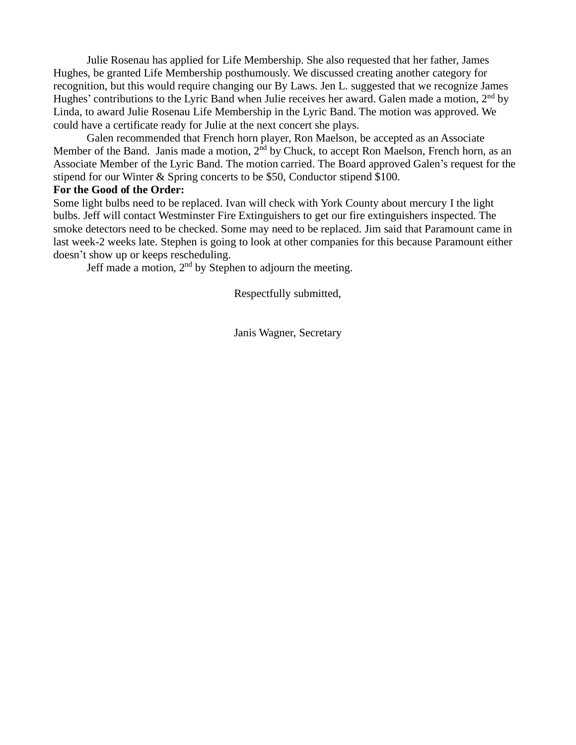Julie Rosenau has applied for Life Membership. She also requested that her father, James Hughes, be granted Life Membership posthumously. We discussed creating another category for recognition, but this would require changing our By Laws. Jen L. suggested that we recognize James Hughes' contributions to the Lyric Band when Julie receives her award. Galen made a motion, 2nd by Linda, to award Julie Rosenau Life Membership in the Lyric Band. The motion was approved. We could have a certificate ready for Julie at the next concert she plays.

Galen recommended that French horn player, Ron Maelson, be accepted as an Associate Member of the Band. Janis made a motion, 2nd by Chuck, to accept Ron Maelson, French horn, as an Associate Member of the Lyric Band. The motion carried. The Board approved Galen's request for the stipend for our Winter & Spring concerts to be $50, Conductor stipend $100.

**For the Good of the Order:**

Some light bulbs need to be replaced. Ivan will check with York County about mercury I the light bulbs. Jeff will contact Westminster Fire Extinguishers to get our fire extinguishers inspected. The smoke detectors need to be checked. Some may need to be replaced. Jim said that Paramount came in last week-2 weeks late. Stephen is going to look at other companies for this because Paramount either doesn't show up or keeps rescheduling.

Jeff made a motion, 2nd by Stephen to adjourn the meeting.

Respectfully submitted,

Janis Wagner, Secretary